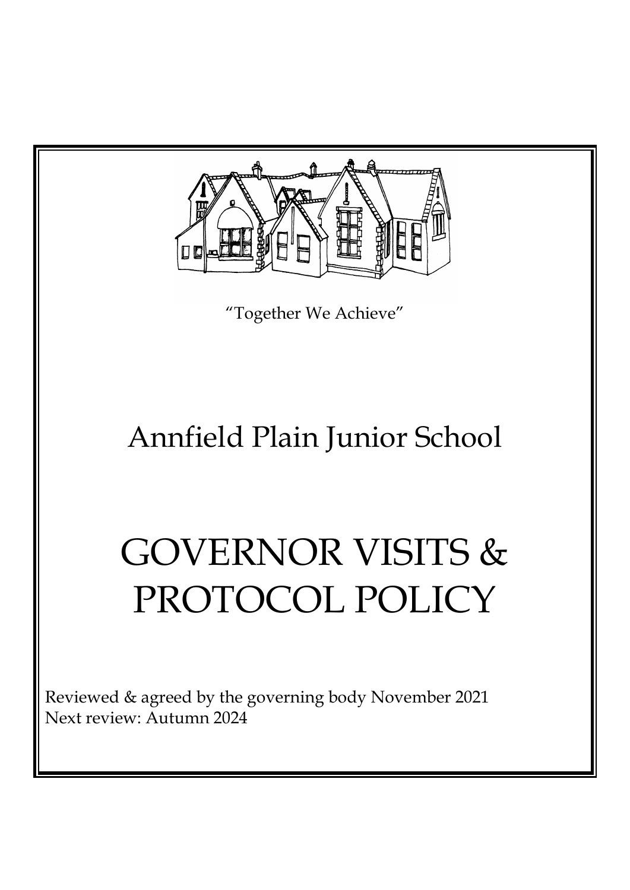"Together We Achieve"

# Annfield Plain Junior School

# GOVERNOR VISITS & PROTOCOL POLICY

Reviewed & agreed by the governing body November 2021
Next review: Autumn 2024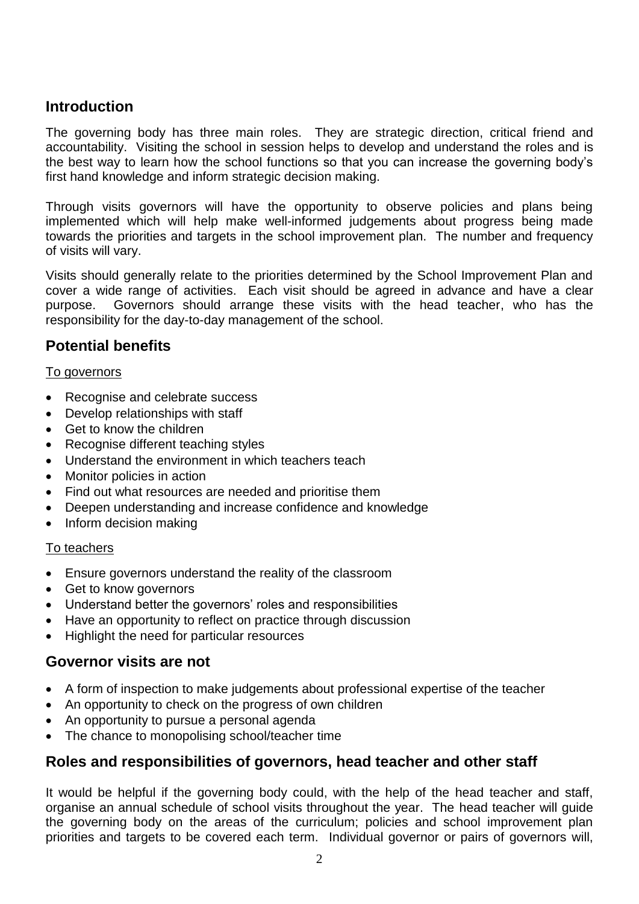## Introduction

The governing body has three main roles. They are strategic direction, critical friend and accountability. Visiting the school in session helps to develop and understand the roles and is the best way to learn how the school functions so that you can increase the governing body's first hand knowledge and inform strategic decision making.

Through visits governors will have the opportunity to observe policies and plans being implemented which will help make well-informed judgements about progress being made towards the priorities and targets in the school improvement plan. The number and frequency of visits will vary.

Visits should generally relate to the priorities determined by the School Improvement Plan and cover a wide range of activities. Each visit should be agreed in advance and have a clear purpose. Governors should arrange these visits with the head teacher, who has the responsibility for the day-to-day management of the school.

## Potential benefits

To governors

- Recognise and celebrate success
- Develop relationships with staff
- Get to know the children
- Recognise different teaching styles
- Understand the environment in which teachers teach
- Monitor policies in action
- Find out what resources are needed and prioritise them
- Deepen understanding and increase confidence and knowledge
- Inform decision making

To teachers

- Ensure governors understand the reality of the classroom
- Get to know governors
- Understand better the governors' roles and responsibilities
- Have an opportunity to reflect on practice through discussion
- Highlight the need for particular resources

## Governor visits are not

- A form of inspection to make judgements about professional expertise of the teacher
- An opportunity to check on the progress of own children
- An opportunity to pursue a personal agenda
- The chance to monopolising school/teacher time

## Roles and responsibilities of governors, head teacher and other staff

It would be helpful if the governing body could, with the help of the head teacher and staff, organise an annual schedule of school visits throughout the year. The head teacher will guide the governing body on the areas of the curriculum; policies and school improvement plan priorities and targets to be covered each term. Individual governor or pairs of governors will,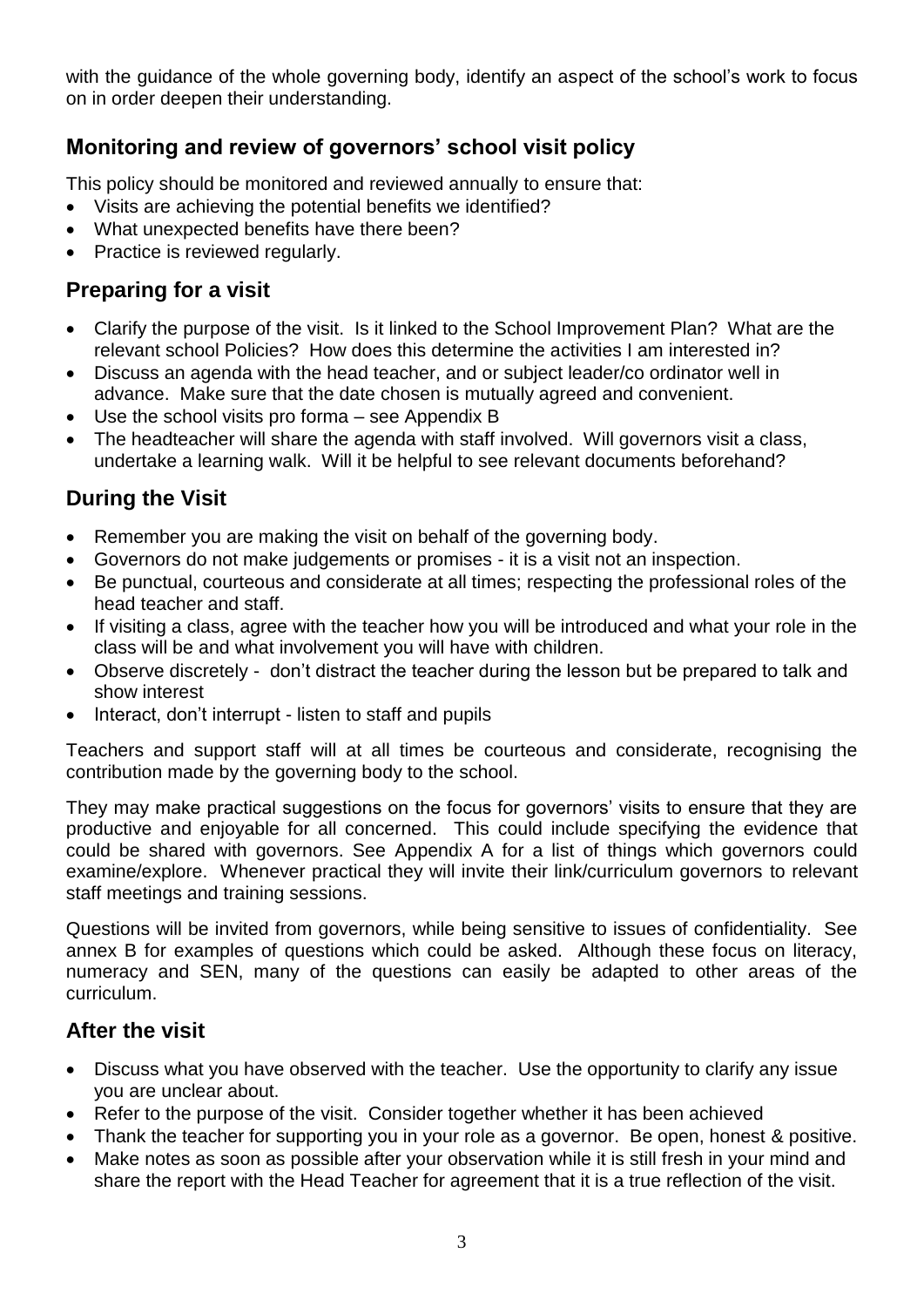with the guidance of the whole governing body, identify an aspect of the school's work to focus on in order deepen their understanding.

## Monitoring and review of governors' school visit policy

This policy should be monitored and reviewed annually to ensure that:

- Visits are achieving the potential benefits we identified?
- What unexpected benefits have there been?
- Practice is reviewed regularly.

## Preparing for a visit

- Clarify the purpose of the visit. Is it linked to the School Improvement Plan? What are the relevant school Policies? How does this determine the activities I am interested in?
- Discuss an agenda with the head teacher, and or subject leader/co ordinator well in advance. Make sure that the date chosen is mutually agreed and convenient.
- Use the school visits pro forma – see Appendix B
- The headteacher will share the agenda with staff involved. Will governors visit a class, undertake a learning walk. Will it be helpful to see relevant documents beforehand?

## During the Visit

- Remember you are making the visit on behalf of the governing body.
- Governors do not make judgements or promises - it is a visit not an inspection.
- Be punctual, courteous and considerate at all times; respecting the professional roles of the head teacher and staff.
- If visiting a class, agree with the teacher how you will be introduced and what your role in the class will be and what involvement you will have with children.
- Observe discretely - don't distract the teacher during the lesson but be prepared to talk and show interest
- Interact, don't interrupt - listen to staff and pupils

Teachers and support staff will at all times be courteous and considerate, recognising the contribution made by the governing body to the school.

They may make practical suggestions on the focus for governors' visits to ensure that they are productive and enjoyable for all concerned. This could include specifying the evidence that could be shared with governors. See Appendix A for a list of things which governors could examine/explore. Whenever practical they will invite their link/curriculum governors to relevant staff meetings and training sessions.

Questions will be invited from governors, while being sensitive to issues of confidentiality. See annex B for examples of questions which could be asked. Although these focus on literacy, numeracy and SEN, many of the questions can easily be adapted to other areas of the curriculum.

## After the visit

- Discuss what you have observed with the teacher. Use the opportunity to clarify any issue you are unclear about.
- Refer to the purpose of the visit. Consider together whether it has been achieved
- Thank the teacher for supporting you in your role as a governor. Be open, honest & positive.
- Make notes as soon as possible after your observation while it is still fresh in your mind and share the report with the Head Teacher for agreement that it is a true reflection of the visit.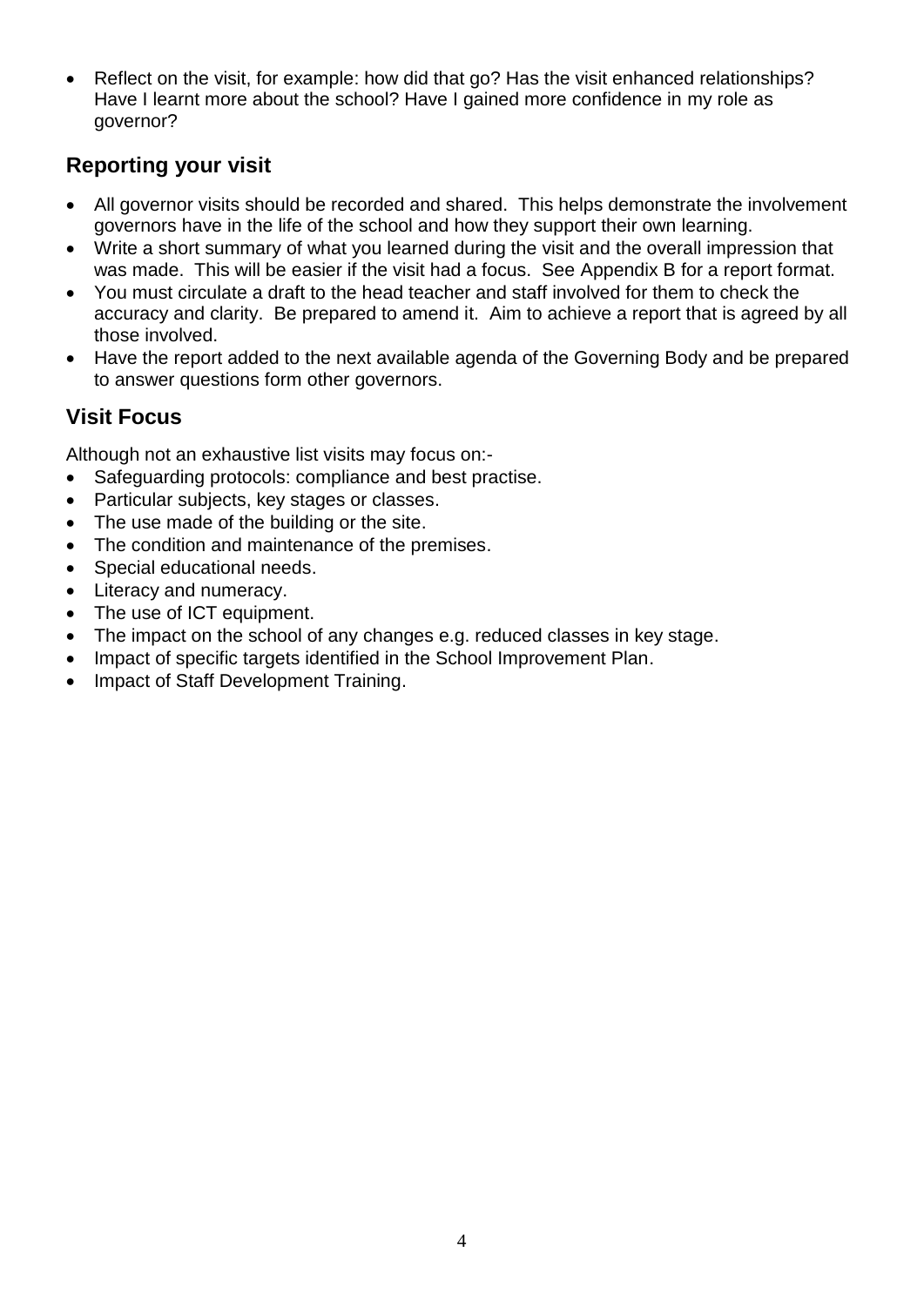- Reflect on the visit, for example: how did that go? Has the visit enhanced relationships? Have I learnt more about the school? Have I gained more confidence in my role as governor?

## Reporting your visit

- All governor visits should be recorded and shared. This helps demonstrate the involvement governors have in the life of the school and how they support their own learning.
- Write a short summary of what you learned during the visit and the overall impression that was made. This will be easier if the visit had a focus. See Appendix B for a report format.
- You must circulate a draft to the head teacher and staff involved for them to check the accuracy and clarity. Be prepared to amend it. Aim to achieve a report that is agreed by all those involved.
- Have the report added to the next available agenda of the Governing Body and be prepared to answer questions form other governors.

## Visit Focus

Although not an exhaustive list visits may focus on:-

- Safeguarding protocols: compliance and best practise.
- Particular subjects, key stages or classes.
- The use made of the building or the site.
- The condition and maintenance of the premises.
- Special educational needs.
- Literacy and numeracy.
- The use of ICT equipment.
- The impact on the school of any changes e.g. reduced classes in key stage.
- Impact of specific targets identified in the School Improvement Plan.
- Impact of Staff Development Training.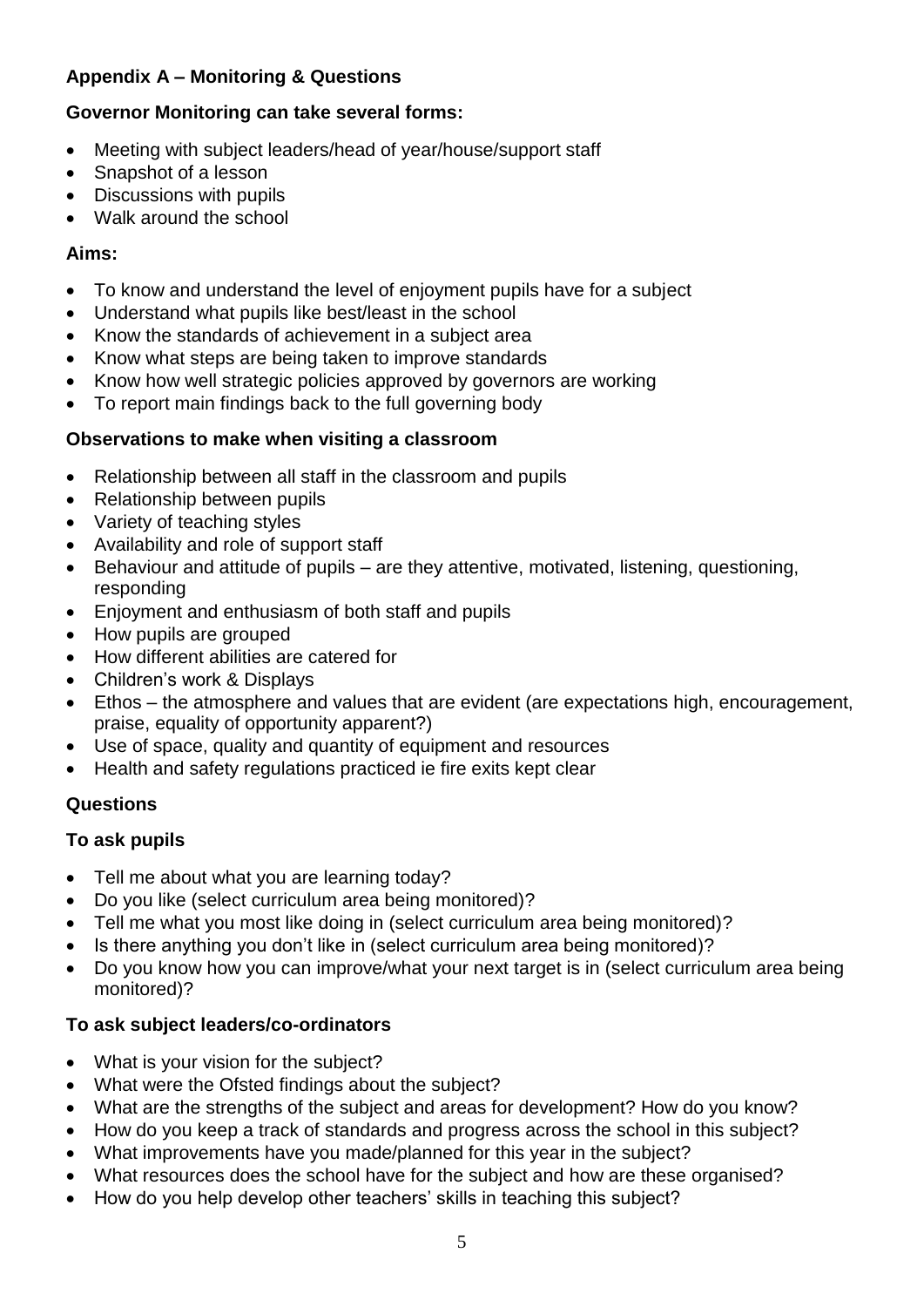## Appendix A – Monitoring & Questions

### Governor Monitoring can take several forms:

- Meeting with subject leaders/head of year/house/support staff
- Snapshot of a lesson
- Discussions with pupils
- Walk around the school

### Aims:

- To know and understand the level of enjoyment pupils have for a subject
- Understand what pupils like best/least in the school
- Know the standards of achievement in a subject area
- Know what steps are being taken to improve standards
- Know how well strategic policies approved by governors are working
- To report main findings back to the full governing body

### Observations to make when visiting a classroom

- Relationship between all staff in the classroom and pupils
- Relationship between pupils
- Variety of teaching styles
- Availability and role of support staff
- Behaviour and attitude of pupils – are they attentive, motivated, listening, questioning, responding
- Enjoyment and enthusiasm of both staff and pupils
- How pupils are grouped
- How different abilities are catered for
- Children's work & Displays
- Ethos – the atmosphere and values that are evident (are expectations high, encouragement, praise, equality of opportunity apparent?)
- Use of space, quality and quantity of equipment and resources
- Health and safety regulations practiced ie fire exits kept clear

### Questions

#### To ask pupils

- Tell me about what you are learning today?
- Do you like (select curriculum area being monitored)?
- Tell me what you most like doing in (select curriculum area being monitored)?
- Is there anything you don't like in (select curriculum area being monitored)?
- Do you know how you can improve/what your next target is in (select curriculum area being monitored)?

#### To ask subject leaders/co-ordinators

- What is your vision for the subject?
- What were the Ofsted findings about the subject?
- What are the strengths of the subject and areas for development? How do you know?
- How do you keep a track of standards and progress across the school in this subject?
- What improvements have you made/planned for this year in the subject?
- What resources does the school have for the subject and how are these organised?
- How do you help develop other teachers' skills in teaching this subject?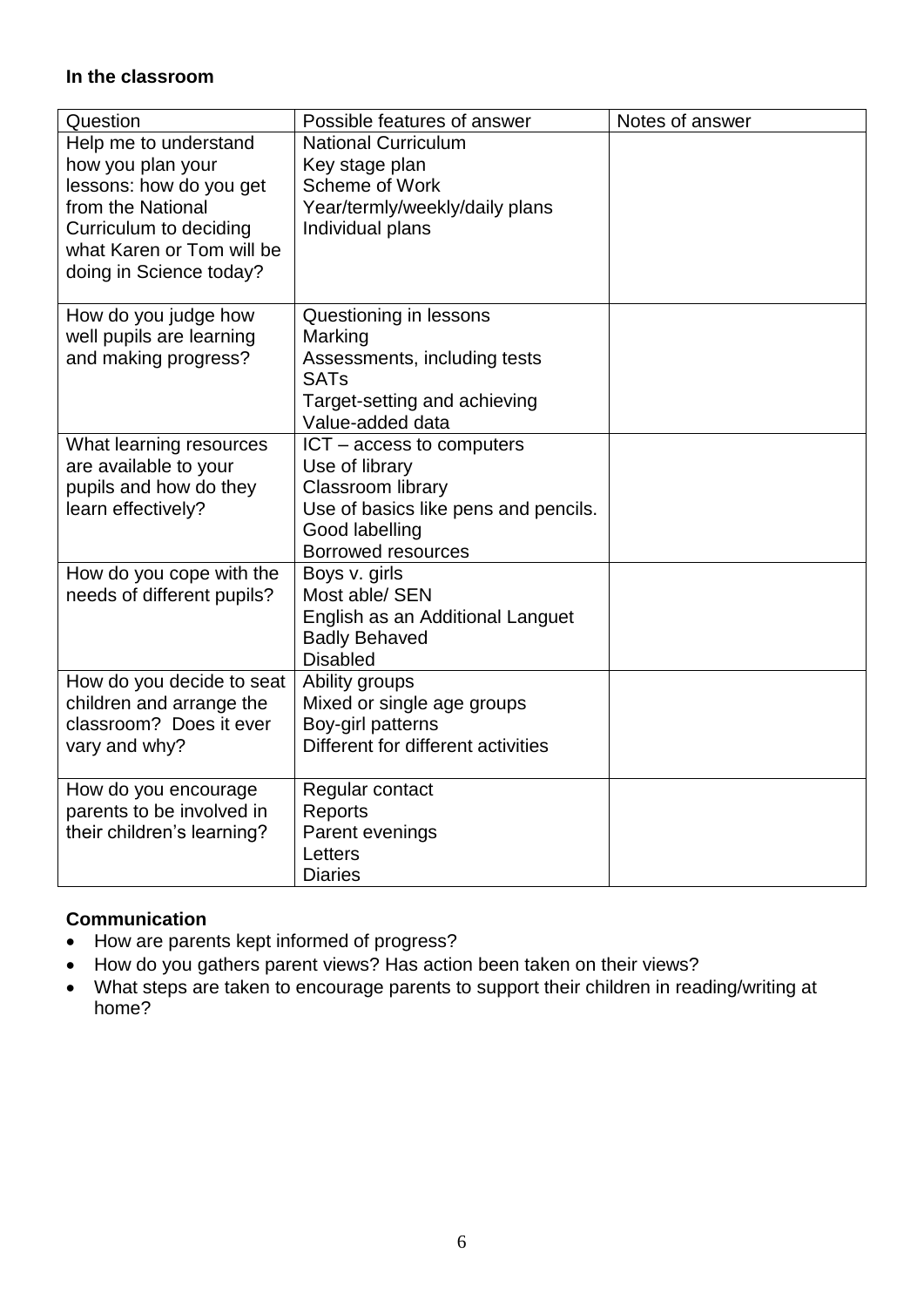**In the classroom**

| Question | Possible features of answer | Notes of answer |
| --- | --- | --- |
| Help me to understand how you plan your lessons: how do you get from the National Curriculum to deciding what Karen or Tom will be doing in Science today? | National Curriculum<br>Key stage plan<br>Scheme of Work<br>Year/termly/weekly/daily plans<br>Individual plans | |
| How do you judge how well pupils are learning and making progress? | Questioning in lessons<br>Marking<br>Assessments, including tests<br>SATs<br>Target-setting and achieving<br>Value-added data | |
| What learning resources are available to your pupils and how do they learn effectively? | ICT – access to computers<br>Use of library<br>Classroom library<br>Use of basics like pens and pencils.<br>Good labelling<br>Borrowed resources | |
| How do you cope with the needs of different pupils? | Boys v. girls<br>Most able/ SEN<br>English as an Additional Languet<br>Badly Behaved<br>Disabled | |
| How do you decide to seat children and arrange the classroom? Does it ever vary and why? | Ability groups<br>Mixed or single age groups<br>Boy-girl patterns<br>Different for different activities | |
| How do you encourage parents to be involved in their children's learning? | Regular contact<br>Reports<br>Parent evenings<br>Letters<br>Diaries | |

**Communication**

- How are parents kept informed of progress?
- How do you gathers parent views? Has action been taken on their views?
- What steps are taken to encourage parents to support their children in reading/writing at home?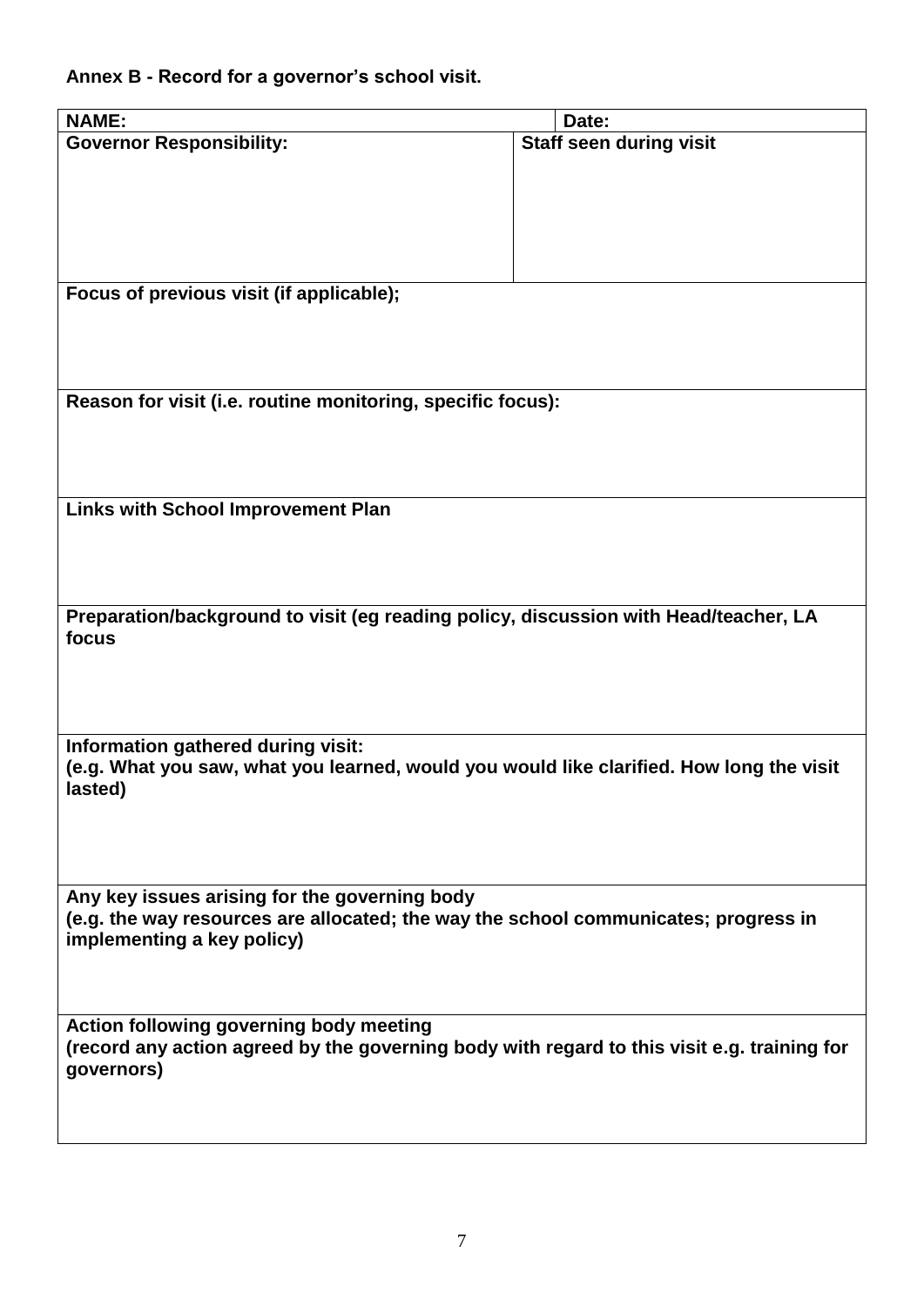**Annex B - Record for a governor's school visit.**

| | |
|---|---|
| **NAME:** | **Date:** |
| **Governor Responsibility:** | **Staff seen during visit** |
| **Focus of previous visit (if applicable);** | |
| **Reason for visit (i.e. routine monitoring, specific focus):** | |
| **Links with School Improvement Plan** | |
| **Preparation/background to visit (eg reading policy, discussion with Head/teacher, LA focus** | |
| **Information gathered during visit:**<br>**(e.g. What you saw, what you learned, would you like clarified. How long the visit lasted)** | |
| **Any key issues arising for the governing body**<br>**(e.g. the way resources are allocated; the way the school communicates; progress in implementing a key policy)** | |
| **Action following governing body meeting**<br>**(record any action agreed by the governing body with regard to this visit e.g. training for governors)** | |